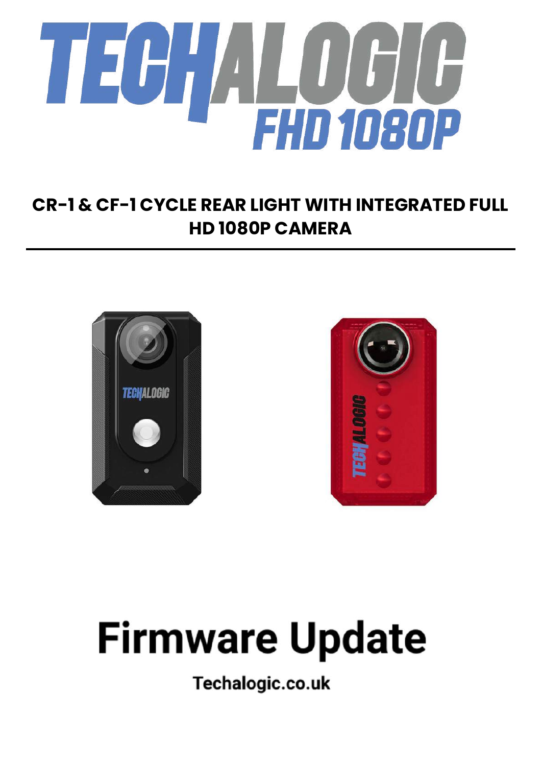# TECHALOGIC FHD 1080P

## CR-1 & CF-1 CYCLE REAR LIGHT WITH INTEGRATED FULL HD 1080P CAMERA

# Firmware Update

Techalogic.co.uk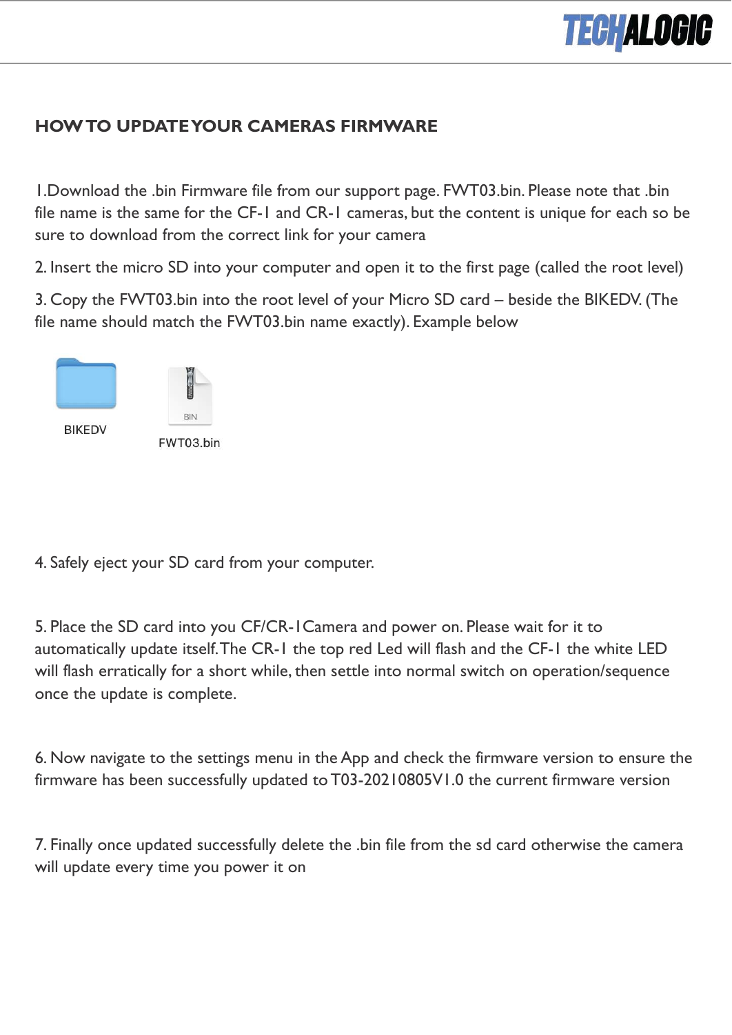## HOW TO UPDATE YOUR CAMERAS FIRMWARE

1.Download the .bin Firmware file from our support page. FWT03.bin. Please note that .bin file name is the same for the CF-1 and CR-1 cameras, but the content is unique for each so be sure to download from the correct link for your camera

2. Insert the micro SD into your computer and open it to the first page (called the root level)

3. Copy the FWT03.bin into the root level of your Micro SD card – beside the BIKEDV. (The file name should match the FWT03.bin name exactly). Example below

BIKEDV

BIN

FWT03.bin

4. Safely eject your SD card from your computer.

5. Place the SD card into you CF/CR-1Camera and power on. Please wait for it to automatically update itself. The CR-1 the top red Led will flash and the CF-1 the white LED will flash erratically for a short while, then settle into normal switch on operation/sequence once the update is complete.

6. Now navigate to the settings menu in the App and check the firmware version to ensure the firmware has been successfully updated to T03-20210805V1.0 the current firmware version

7. Finally once updated successfully delete the .bin file from the sd card otherwise the camera will update every time you power it on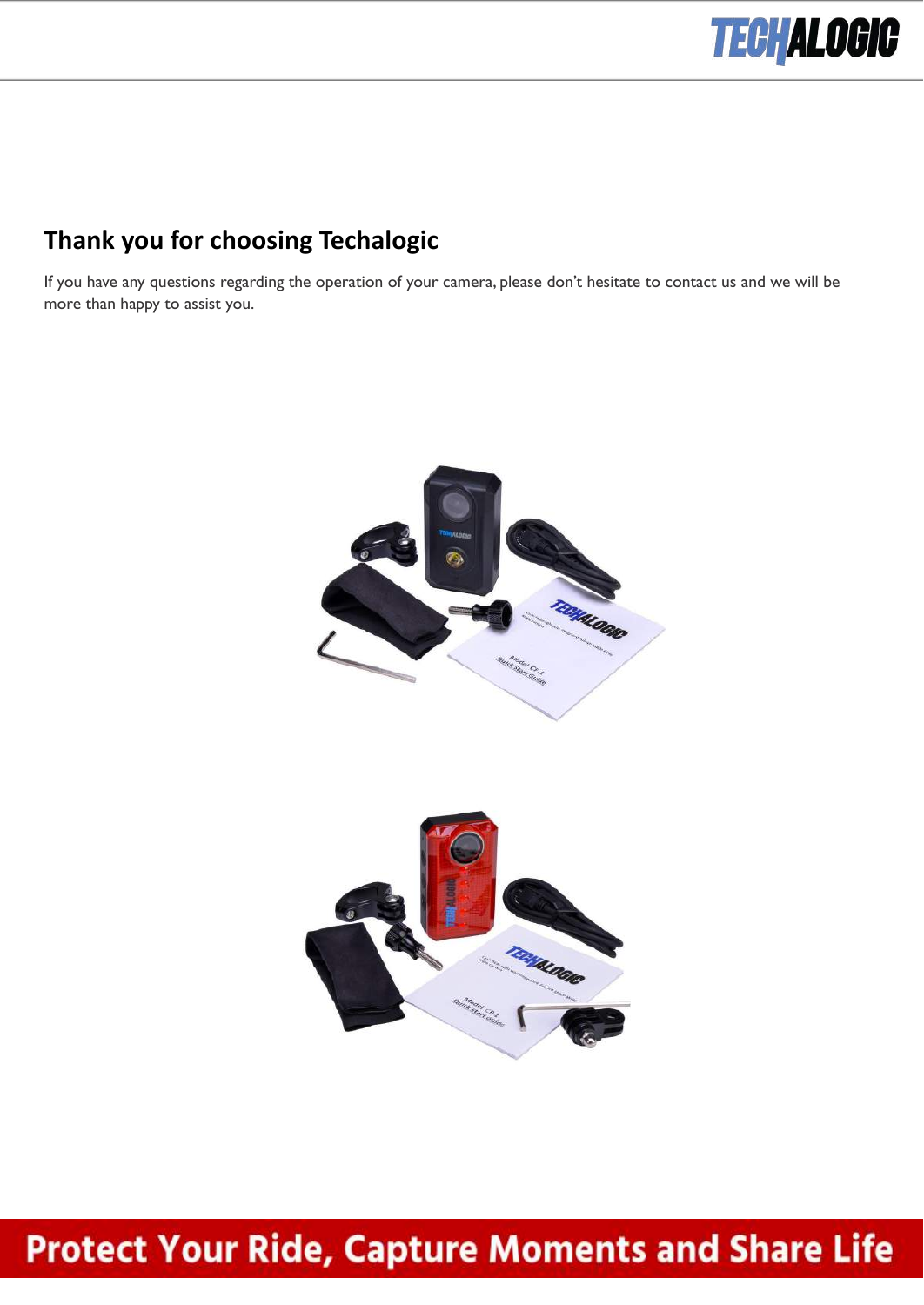## Thank you for choosing Techalogic

If you have any questions regarding the operation of your camera, please don't hesitate to contact us and we will be more than happy to assist you.

**Protect Your Ride, Capture Moments and Share Life**